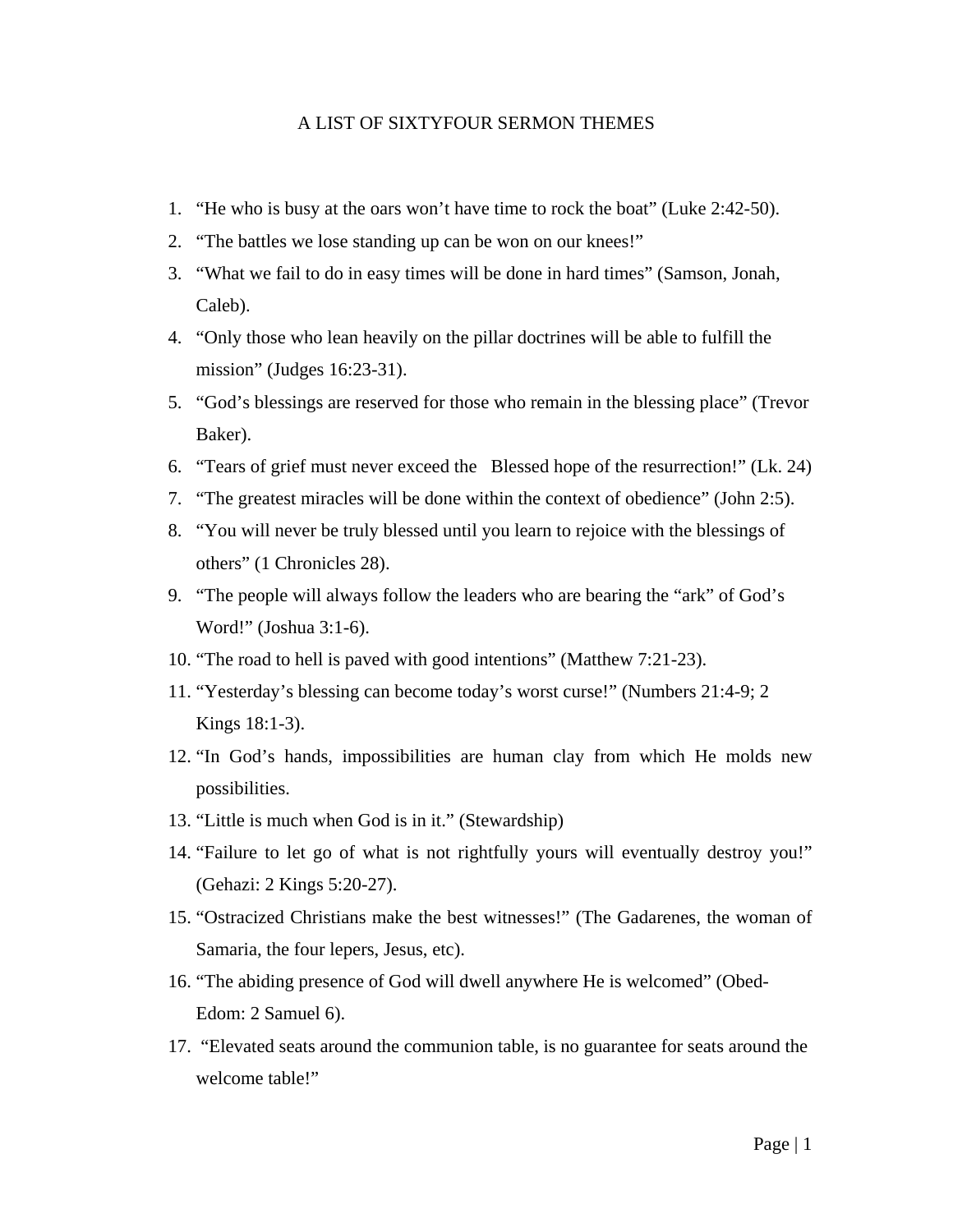# A LIST OF SIXTYFOUR SERMON THEMES

1. "He who is busy at the oars won't have time to rock the boat" (Luke 2:42-50).
2. "The battles we lose standing up can be won on our knees!"
3. "What we fail to do in easy times will be done in hard times" (Samson, Jonah, Caleb).
4. "Only those who lean heavily on the pillar doctrines will be able to fulfill the mission" (Judges 16:23-31).
5. "God's blessings are reserved for those who remain in the blessing place" (Trevor Baker).
6. "Tears of grief must never exceed the Blessed hope of the resurrection!" (Lk. 24)
7. "The greatest miracles will be done within the context of obedience" (John 2:5).
8. "You will never be truly blessed until you learn to rejoice with the blessings of others" (1 Chronicles 28).
9. "The people will always follow the leaders who are bearing the "ark" of God's Word!" (Joshua 3:1-6).
10. "The road to hell is paved with good intentions" (Matthew 7:21-23).
11. "Yesterday's blessing can become today's worst curse!" (Numbers 21:4-9; 2 Kings 18:1-3).
12. "In God's hands, impossibilities are human clay from which He molds new possibilities.
13. "Little is much when God is in it." (Stewardship)
14. "Failure to let go of what is not rightfully yours will eventually destroy you!" (Gehazi: 2 Kings 5:20-27).
15. "Ostracized Christians make the best witnesses!" (The Gadarenes, the woman of Samaria, the four lepers, Jesus, etc).
16. "The abiding presence of God will dwell anywhere He is welcomed" (Obed-Edom: 2 Samuel 6).
17. "Elevated seats around the communion table, is no guarantee for seats around the welcome table!"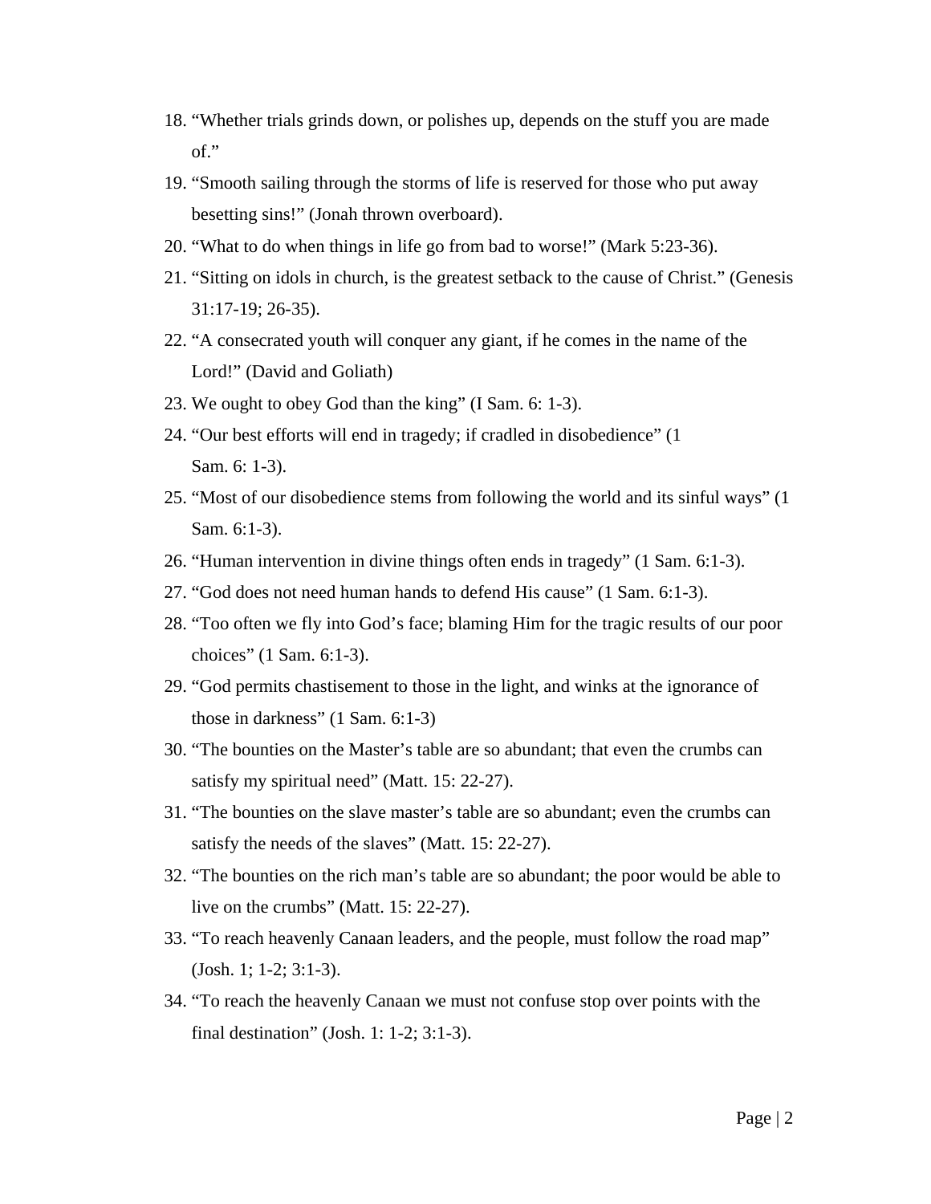18. “Whether trials grinds down, or polishes up, depends on the stuff you are made of.”
19. “Smooth sailing through the storms of life is reserved for those who put away besetting sins!” (Jonah thrown overboard).
20. “What to do when things in life go from bad to worse!” (Mark 5:23-36).
21. “Sitting on idols in church, is the greatest setback to the cause of Christ.” (Genesis 31:17-19; 26-35).
22. “A consecrated youth will conquer any giant, if he comes in the name of the Lord!” (David and Goliath)
23. We ought to obey God than the king” (I Sam. 6: 1-3).
24. “Our best efforts will end in tragedy; if cradled in disobedience” (1 Sam. 6: 1-3).
25. “Most of our disobedience stems from following the world and its sinful ways” (1 Sam. 6:1-3).
26. “Human intervention in divine things often ends in tragedy” (1 Sam. 6:1-3).
27. “God does not need human hands to defend His cause” (1 Sam. 6:1-3).
28. “Too often we fly into God’s face; blaming Him for the tragic results of our poor choices” (1 Sam. 6:1-3).
29. “God permits chastisement to those in the light, and winks at the ignorance of those in darkness” (1 Sam. 6:1-3)
30. “The bounties on the Master’s table are so abundant; that even the crumbs can satisfy my spiritual need” (Matt. 15: 22-27).
31. “The bounties on the slave master’s table are so abundant; even the crumbs can satisfy the needs of the slaves” (Matt. 15: 22-27).
32. “The bounties on the rich man’s table are so abundant; the poor would be able to live on the crumbs” (Matt. 15: 22-27).
33. “To reach heavenly Canaan leaders, and the people, must follow the road map” (Josh. 1; 1-2; 3:1-3).
34. “To reach the heavenly Canaan we must not confuse stop over points with the final destination” (Josh. 1: 1-2; 3:1-3).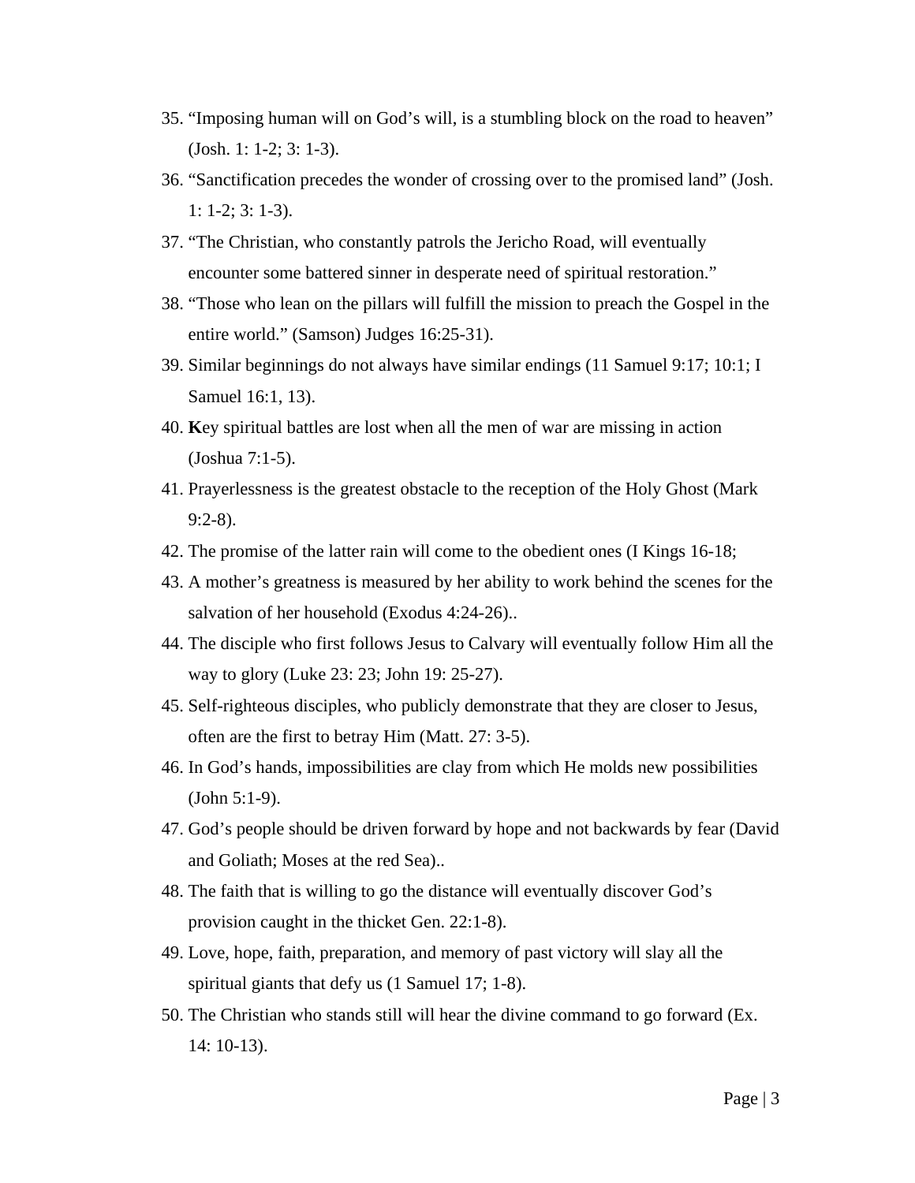35. "Imposing human will on God's will, is a stumbling block on the road to heaven" (Josh. 1: 1-2; 3: 1-3).
36. "Sanctification precedes the wonder of crossing over to the promised land" (Josh. 1: 1-2; 3: 1-3).
37. "The Christian, who constantly patrols the Jericho Road, will eventually encounter some battered sinner in desperate need of spiritual restoration."
38. "Those who lean on the pillars will fulfill the mission to preach the Gospel in the entire world." (Samson) Judges 16:25-31).
39. Similar beginnings do not always have similar endings (11 Samuel 9:17; 10:1; I Samuel 16:1, 13).
40. **K**ey spiritual battles are lost when all the men of war are missing in action (Joshua 7:1-5).
41. Prayerlessness is the greatest obstacle to the reception of the Holy Ghost (Mark 9:2-8).
42. The promise of the latter rain will come to the obedient ones (I Kings 16-18;
43. A mother's greatness is measured by her ability to work behind the scenes for the salvation of her household (Exodus 4:24-26)..
44. The disciple who first follows Jesus to Calvary will eventually follow Him all the way to glory (Luke 23: 23; John 19: 25-27).
45. Self-righteous disciples, who publicly demonstrate that they are closer to Jesus, often are the first to betray Him (Matt. 27: 3-5).
46. In God's hands, impossibilities are clay from which He molds new possibilities (John 5:1-9).
47. God's people should be driven forward by hope and not backwards by fear (David and Goliath; Moses at the red Sea)..
48. The faith that is willing to go the distance will eventually discover God's provision caught in the thicket Gen. 22:1-8).
49. Love, hope, faith, preparation, and memory of past victory will slay all the spiritual giants that defy us (1 Samuel 17; 1-8).
50. The Christian who stands still will hear the divine command to go forward (Ex. 14: 10-13).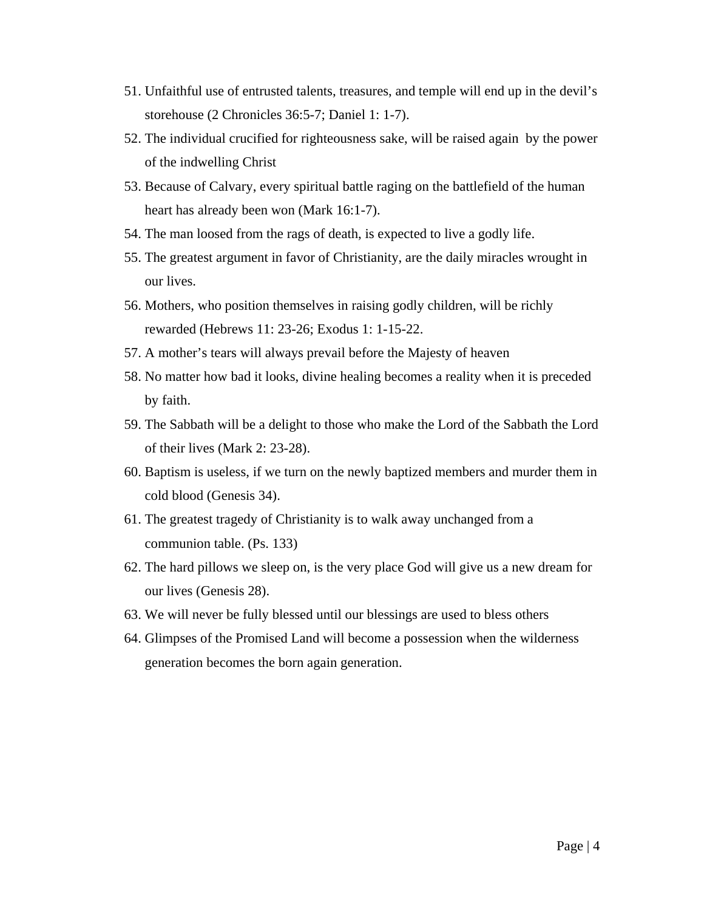51. Unfaithful use of entrusted talents, treasures, and temple will end up in the devil's storehouse (2 Chronicles 36:5-7; Daniel 1: 1-7).
52. The individual crucified for righteousness sake, will be raised again by the power of the indwelling Christ
53. Because of Calvary, every spiritual battle raging on the battlefield of the human heart has already been won (Mark 16:1-7).
54. The man loosed from the rags of death, is expected to live a godly life.
55. The greatest argument in favor of Christianity, are the daily miracles wrought in our lives.
56. Mothers, who position themselves in raising godly children, will be richly rewarded (Hebrews 11: 23-26; Exodus 1: 1-15-22.
57. A mother's tears will always prevail before the Majesty of heaven
58. No matter how bad it looks, divine healing becomes a reality when it is preceded by faith.
59. The Sabbath will be a delight to those who make the Lord of the Sabbath the Lord of their lives (Mark 2: 23-28).
60. Baptism is useless, if we turn on the newly baptized members and murder them in cold blood (Genesis 34).
61. The greatest tragedy of Christianity is to walk away unchanged from a communion table. (Ps. 133)
62. The hard pillows we sleep on, is the very place God will give us a new dream for our lives (Genesis 28).
63. We will never be fully blessed until our blessings are used to bless others
64. Glimpses of the Promised Land will become a possession when the wilderness generation becomes the born again generation.